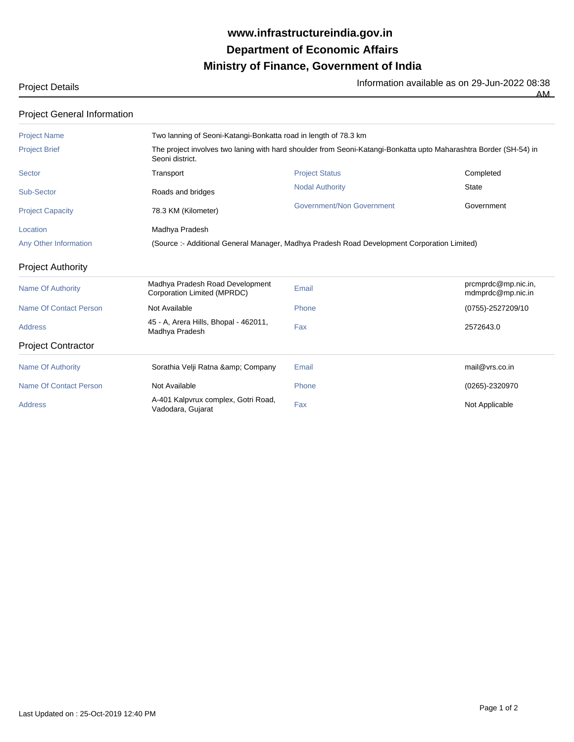# www.infrastructureindia.gov.in
# Department of Economic Affairs
# Ministry of Finance, Government of India

Project Details

Information available as on 29-Jun-2022 08:38 AM

## Project General Information

| | | | |
|---|---|---|---|
| Project Name | Two lanning of Seoni-Katangi-Bonkatta road in length of 78.3 km | | |
| Project Brief | The project involves two laning with hard shoulder from Seoni-Katangi-Bonkatta upto Maharashtra Border (SH-54) in Seoni district. | | |
| Sector | Transport | Project Status | Completed |
| Sub-Sector | Roads and bridges | Nodal Authority | State |
| Project Capacity | 78.3 KM (Kilometer) | Government/Non Government | Government |
| Location | Madhya Pradesh | | |
| Any Other Information | (Source :- Additional General Manager, Madhya Pradesh Road Development Corporation Limited) | | |

## Project Authority

| | | | |
|---|---|---|---|
| Name Of Authority | Madhya Pradesh Road Development Corporation Limited (MPRDC) | Email | prcmprdc@mp.nic.in, mdmprdc@mp.nic.in |
| Name Of Contact Person | Not Available | Phone | (0755)-2527209/10 |
| Address | 45 - A, Arera Hills, Bhopal - 462011, Madhya Pradesh | Fax | 2572643.0 |

## Project Contractor

| | | | |
|---|---|---|---|
| Name Of Authority | Sorathia Velji Ratna &amp; Company | Email | mail@vrs.co.in |
| Name Of Contact Person | Not Available | Phone | (0265)-2320970 |
| Address | A-401 Kalpvrux complex, Gotri Road, Vadodara, Gujarat | Fax | Not Applicable |

Last Updated on : 25-Oct-2019 12:40 PM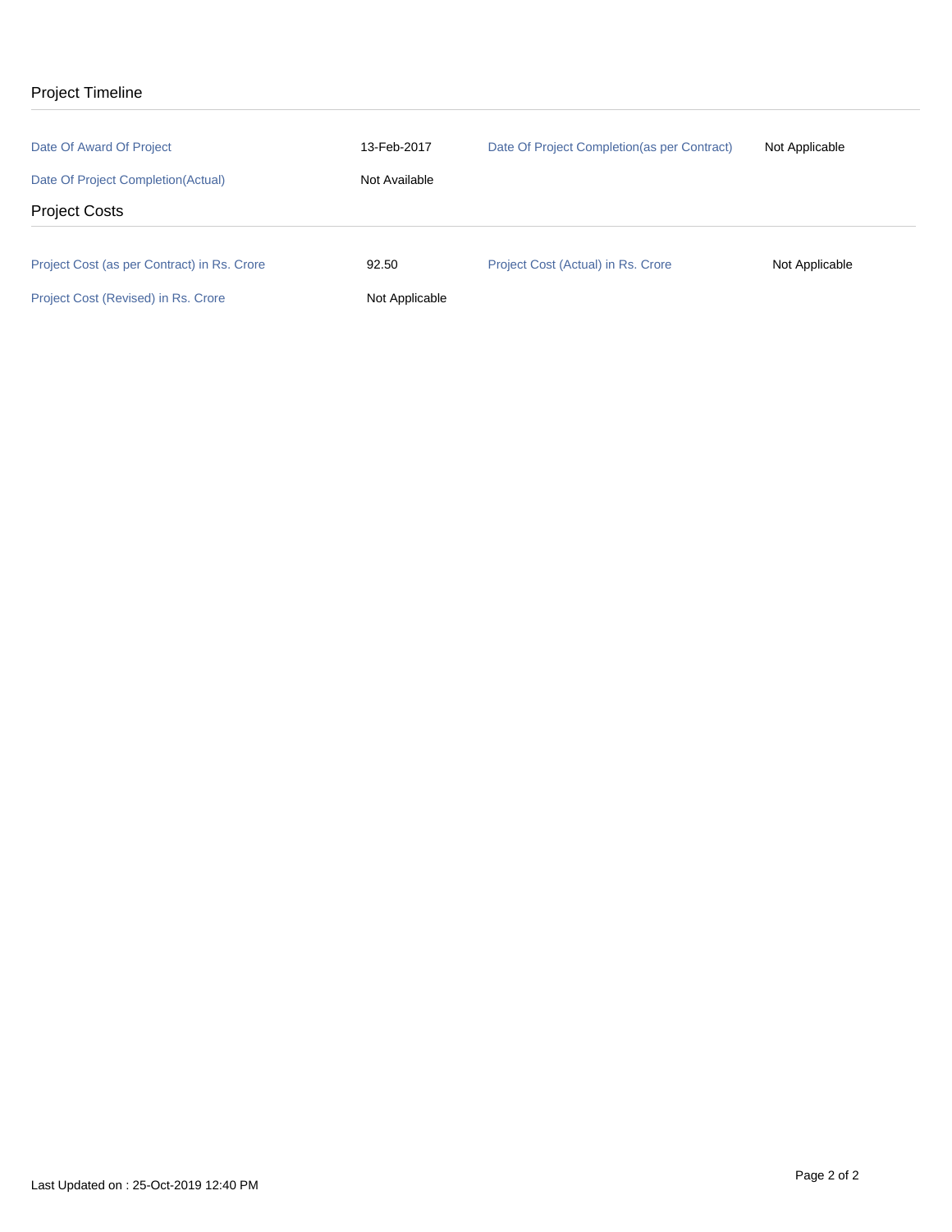## Project Timeline

| | | | |
|---|---|---|---|
| Date Of Award Of Project | 13-Feb-2017 | Date Of Project Completion(as per Contract) | Not Applicable |
| Date Of Project Completion(Actual) | Not Available | | |

## Project Costs

| | | | |
|---|---|---|---|
| Project Cost (as per Contract) in Rs. Crore | 92.50 | Project Cost (Actual) in Rs. Crore | Not Applicable |
| Project Cost (Revised) in Rs. Crore | Not Applicable | | |

Last Updated on : 25-Oct-2019 12:40 PM